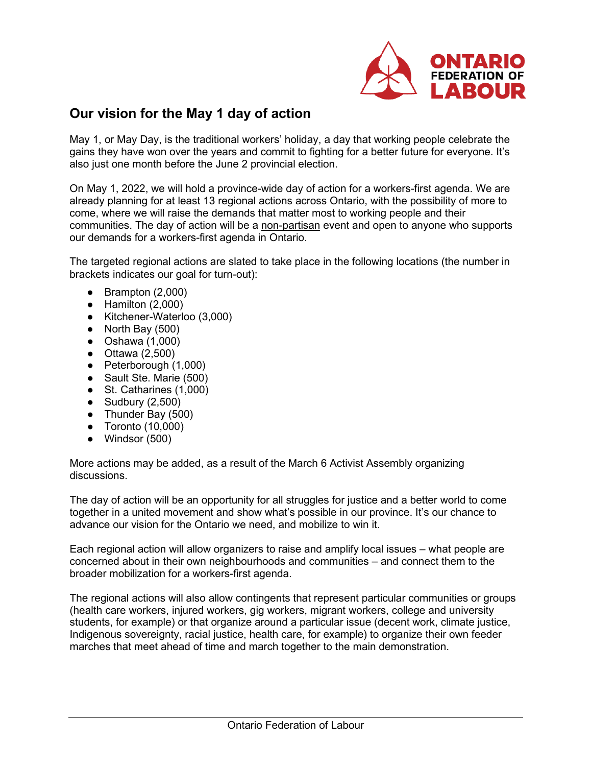## Our vision for the May 1 day of action

May 1, or May Day, is the traditional workers' holiday, a day that working people celebrate the gains they have won over the years and commit to fighting for a better future for everyone. It's also just one month before the June 2 provincial election.

On May 1, 2022, we will hold a province-wide day of action for a workers-first agenda. We are already planning for at least 13 regional actions across Ontario, with the possibility of more to come, where we will raise the demands that matter most to working people and their communities. The day of action will be a non-partisan event and open to anyone who supports our demands for a workers-first agenda in Ontario.

The targeted regional actions are slated to take place in the following locations (the number in brackets indicates our goal for turn-out):

- Brampton (2,000)
- Hamilton (2,000)
- Kitchener-Waterloo (3,000)
- North Bay (500)
- Oshawa (1,000)
- Ottawa (2,500)
- Peterborough (1,000)
- Sault Ste. Marie (500)
- St. Catharines (1,000)
- Sudbury (2,500)
- Thunder Bay (500)
- Toronto (10,000)
- Windsor (500)

More actions may be added, as a result of the March 6 Activist Assembly organizing discussions.

The day of action will be an opportunity for all struggles for justice and a better world to come together in a united movement and show what's possible in our province. It's our chance to advance our vision for the Ontario we need, and mobilize to win it.

Each regional action will allow organizers to raise and amplify local issues – what people are concerned about in their own neighbourhoods and communities – and connect them to the broader mobilization for a workers-first agenda.

The regional actions will also allow contingents that represent particular communities or groups (health care workers, injured workers, gig workers, migrant workers, college and university students, for example) or that organize around a particular issue (decent work, climate justice, Indigenous sovereignty, racial justice, health care, for example) to organize their own feeder marches that meet ahead of time and march together to the main demonstration.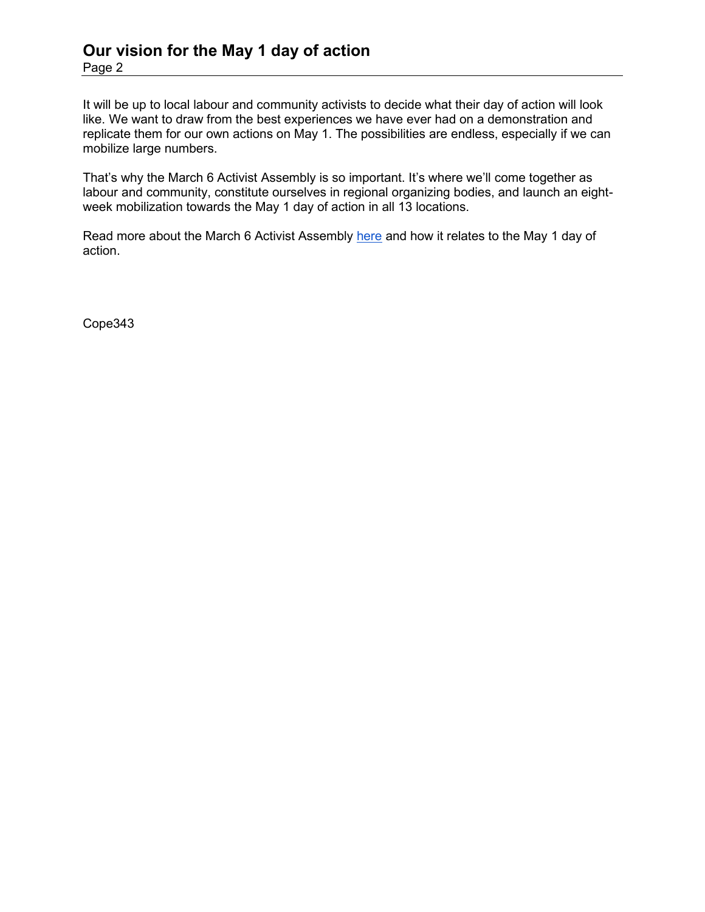It will be up to local labour and community activists to decide what their day of action will look like. We want to draw from the best experiences we have ever had on a demonstration and replicate them for our own actions on May 1. The possibilities are endless, especially if we can mobilize large numbers.

That's why the March 6 Activist Assembly is so important. It's where we'll come together as labour and community, constitute ourselves in regional organizing bodies, and launch an eight-week mobilization towards the May 1 day of action in all 13 locations.

Read more about the March 6 Activist Assembly here and how it relates to the May 1 day of action.

Cope343